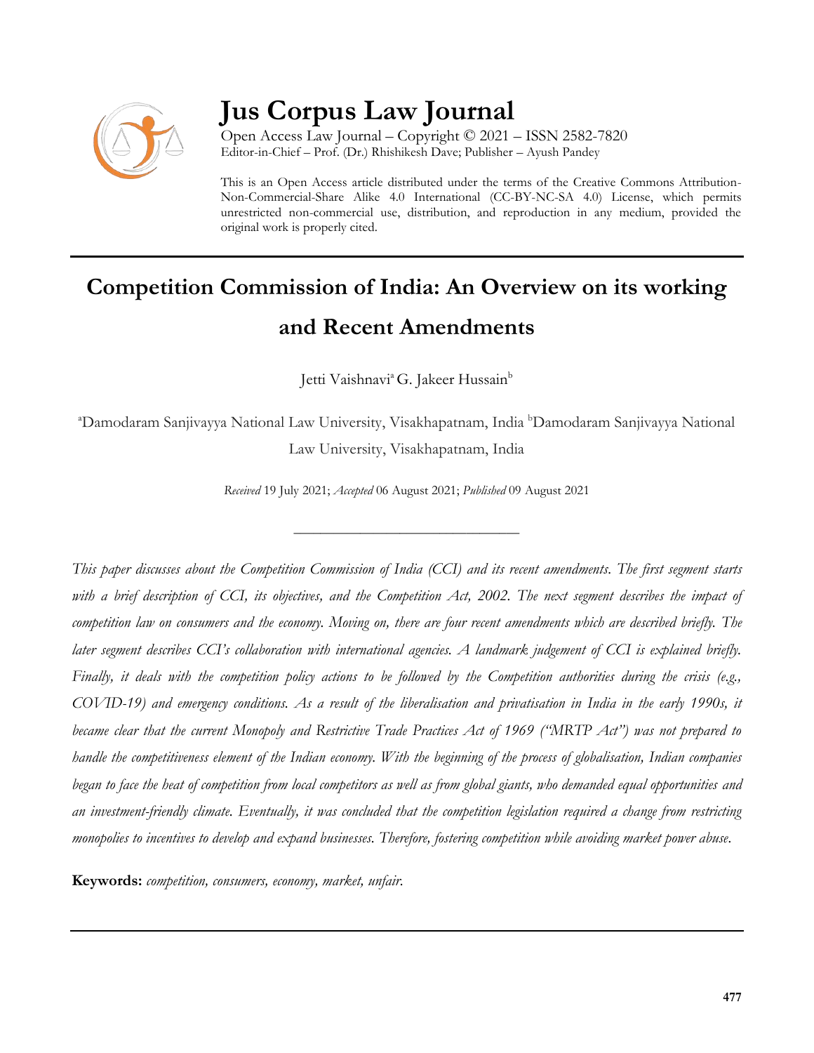# Jus Corpus Law Journal

Open Access Law Journal – Copyright © 2021 – ISSN 2582-7820
Editor-in-Chief – Prof. (Dr.) Rhishikesh Dave; Publisher – Ayush Pandey

This is an Open Access article distributed under the terms of the Creative Commons Attribution-Non-Commercial-Share Alike 4.0 International (CC-BY-NC-SA 4.0) License, which permits unrestricted non-commercial use, distribution, and reproduction in any medium, provided the original work is properly cited.

---

## Competition Commission of India: An Overview on its working and Recent Amendments

Jetti Vaishnavi[a] G. Jakeer Hussain[b]

[a]Damodaram Sanjivayya National Law University, Visakhapatnam, India [b]Damodaram Sanjivayya National Law University, Visakhapatnam, India

*Received* 19 July 2021; *Accepted* 06 August 2021; *Published* 09 August 2021

---

*This paper discusses about the Competition Commission of India (CCI) and its recent amendments. The first segment starts with a brief description of CCI, its objectives, and the Competition Act, 2002. The next segment describes the impact of competition law on consumers and the economy. Moving on, there are four recent amendments which are described briefly. The later segment describes CCI's collaboration with international agencies. A landmark judgement of CCI is explained briefly. Finally, it deals with the competition policy actions to be followed by the Competition authorities during the crisis (e.g., COVID-19) and emergency conditions. As a result of the liberalisation and privatisation in India in the early 1990s, it became clear that the current Monopoly and Restrictive Trade Practices Act of 1969 ("MRTP Act") was not prepared to handle the competitiveness element of the Indian economy. With the beginning of the process of globalisation, Indian companies began to face the heat of competition from local competitors as well as from global giants, who demanded equal opportunities and an investment-friendly climate. Eventually, it was concluded that the competition legislation required a change from restricting monopolies to incentives to develop and expand businesses. Therefore, fostering competition while avoiding market power abuse.*

**Keywords:** *competition, consumers, economy, market, unfair.*

---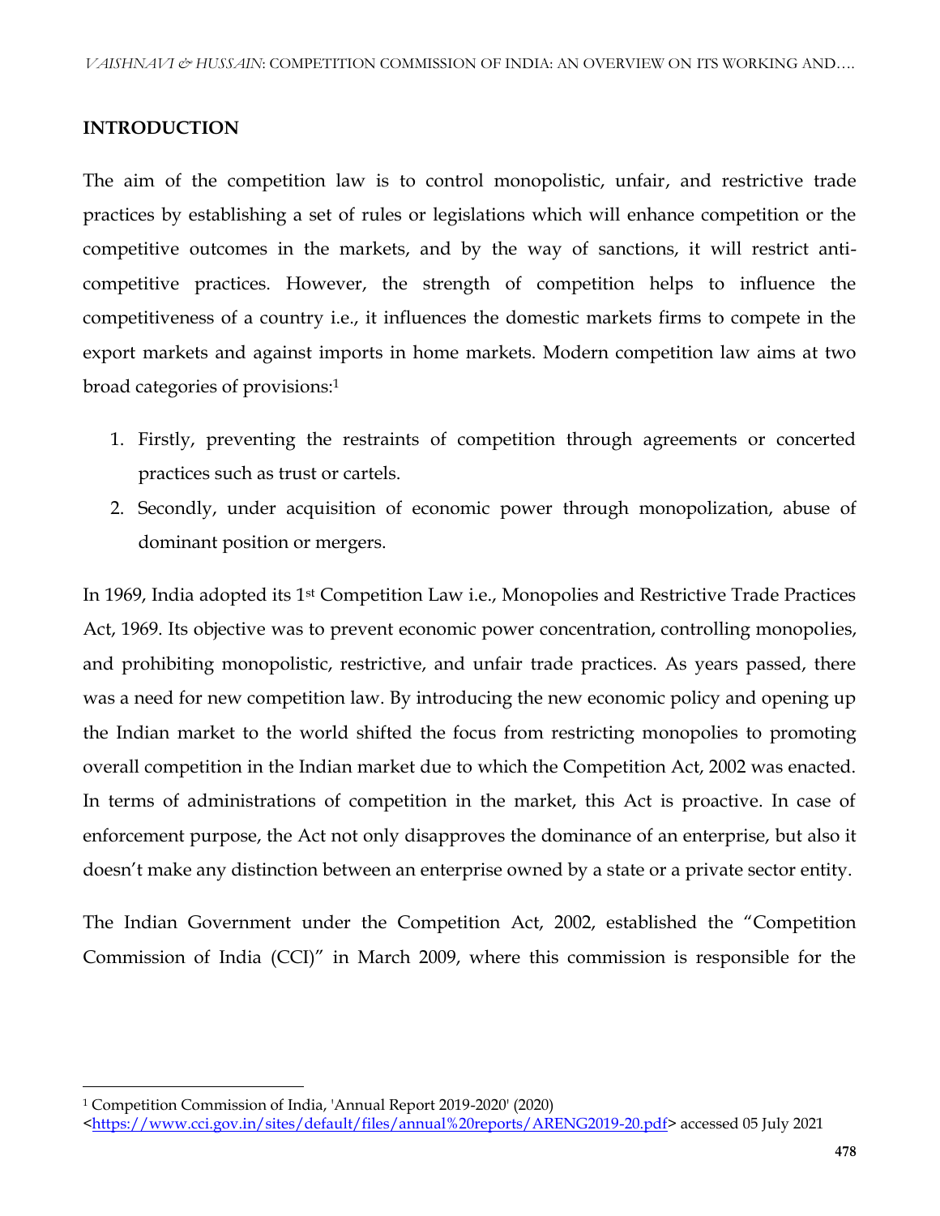## INTRODUCTION

The aim of the competition law is to control monopolistic, unfair, and restrictive trade practices by establishing a set of rules or legislations which will enhance competition or the competitive outcomes in the markets, and by the way of sanctions, it will restrict anti-competitive practices. However, the strength of competition helps to influence the competitiveness of a country i.e., it influences the domestic markets firms to compete in the export markets and against imports in home markets. Modern competition law aims at two broad categories of provisions:[1]

1. Firstly, preventing the restraints of competition through agreements or concerted practices such as trust or cartels.
2. Secondly, under acquisition of economic power through monopolization, abuse of dominant position or mergers.

In 1969, India adopted its 1st Competition Law i.e., Monopolies and Restrictive Trade Practices Act, 1969. Its objective was to prevent economic power concentration, controlling monopolies, and prohibiting monopolistic, restrictive, and unfair trade practices. As years passed, there was a need for new competition law. By introducing the new economic policy and opening up the Indian market to the world shifted the focus from restricting monopolies to promoting overall competition in the Indian market due to which the Competition Act, 2002 was enacted. In terms of administrations of competition in the market, this Act is proactive. In case of enforcement purpose, the Act not only disapproves the dominance of an enterprise, but also it doesn't make any distinction between an enterprise owned by a state or a private sector entity.

The Indian Government under the Competition Act, 2002, established the "Competition Commission of India (CCI)" in March 2009, where this commission is responsible for the

---

[1] Competition Commission of India, 'Annual Report 2019-2020' (2020) <https://www.cci.gov.in/sites/default/files/annual%20reports/ARENG2019-20.pdf> accessed 05 July 2021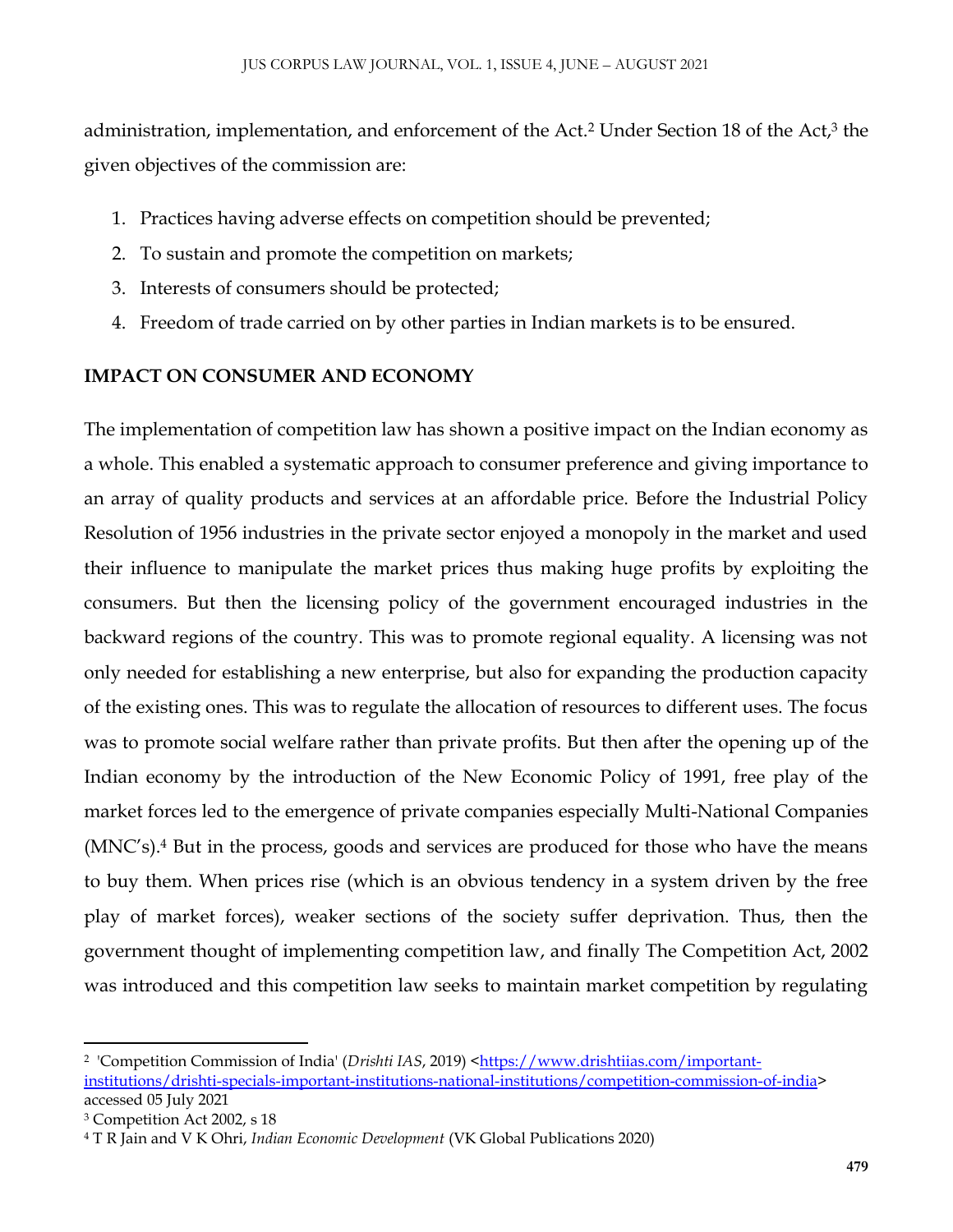administration, implementation, and enforcement of the Act.[2] Under Section 18 of the Act,[3] the given objectives of the commission are:

1. Practices having adverse effects on competition should be prevented;
2. To sustain and promote the competition on markets;
3. Interests of consumers should be protected;
4. Freedom of trade carried on by other parties in Indian markets is to be ensured.

**IMPACT ON CONSUMER AND ECONOMY**

The implementation of competition law has shown a positive impact on the Indian economy as a whole. This enabled a systematic approach to consumer preference and giving importance to an array of quality products and services at an affordable price. Before the Industrial Policy Resolution of 1956 industries in the private sector enjoyed a monopoly in the market and used their influence to manipulate the market prices thus making huge profits by exploiting the consumers. But then the licensing policy of the government encouraged industries in the backward regions of the country. This was to promote regional equality. A licensing was not only needed for establishing a new enterprise, but also for expanding the production capacity of the existing ones. This was to regulate the allocation of resources to different uses. The focus was to promote social welfare rather than private profits. But then after the opening up of the Indian economy by the introduction of the New Economic Policy of 1991, free play of the market forces led to the emergence of private companies especially Multi-National Companies (MNC's).[4] But in the process, goods and services are produced for those who have the means to buy them. When prices rise (which is an obvious tendency in a system driven by the free play of market forces), weaker sections of the society suffer deprivation. Thus, then the government thought of implementing competition law, and finally The Competition Act, 2002 was introduced and this competition law seeks to maintain market competition by regulating

---

[2] 'Competition Commission of India' (*Drishti IAS*, 2019) <https://www.drishtiias.com/important-institutions/drishti-specials-important-institutions-national-institutions/competition-commission-of-india> accessed 05 July 2021

[3] Competition Act 2002, s 18

[4] T R Jain and V K Ohri, *Indian Economic Development* (VK Global Publications 2020)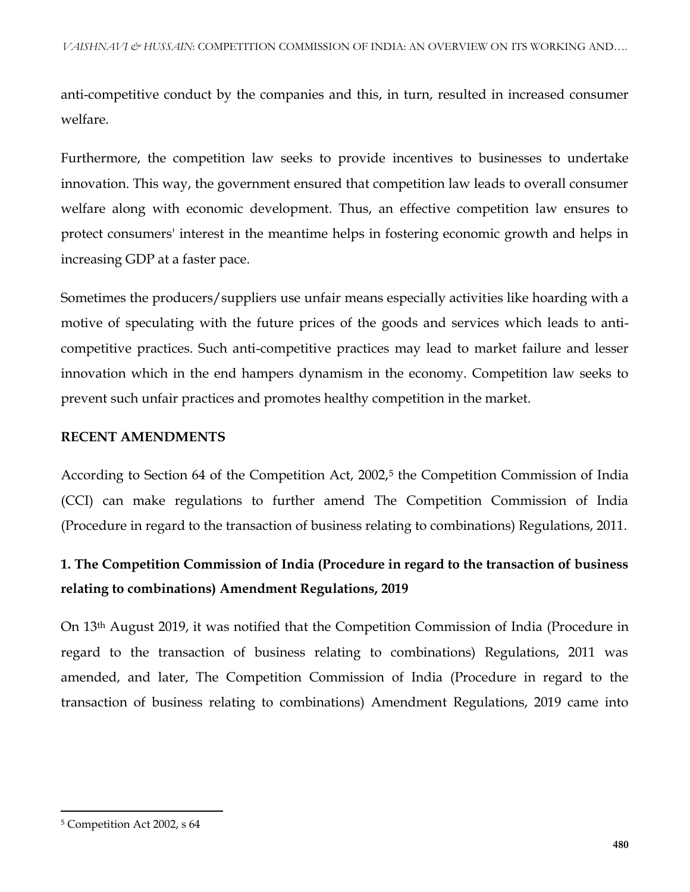anti-competitive conduct by the companies and this, in turn, resulted in increased consumer welfare.

Furthermore, the competition law seeks to provide incentives to businesses to undertake innovation. This way, the government ensured that competition law leads to overall consumer welfare along with economic development. Thus, an effective competition law ensures to protect consumers' interest in the meantime helps in fostering economic growth and helps in increasing GDP at a faster pace.

Sometimes the producers/suppliers use unfair means especially activities like hoarding with a motive of speculating with the future prices of the goods and services which leads to anti-competitive practices. Such anti-competitive practices may lead to market failure and lesser innovation which in the end hampers dynamism in the economy. Competition law seeks to prevent such unfair practices and promotes healthy competition in the market.

## RECENT AMENDMENTS

According to Section 64 of the Competition Act, 2002,[5] the Competition Commission of India (CCI) can make regulations to further amend The Competition Commission of India (Procedure in regard to the transaction of business relating to combinations) Regulations, 2011.

### 1. The Competition Commission of India (Procedure in regard to the transaction of business relating to combinations) Amendment Regulations, 2019

On 13th August 2019, it was notified that the Competition Commission of India (Procedure in regard to the transaction of business relating to combinations) Regulations, 2011 was amended, and later, The Competition Commission of India (Procedure in regard to the transaction of business relating to combinations) Amendment Regulations, 2019 came into

[5] Competition Act 2002, s 64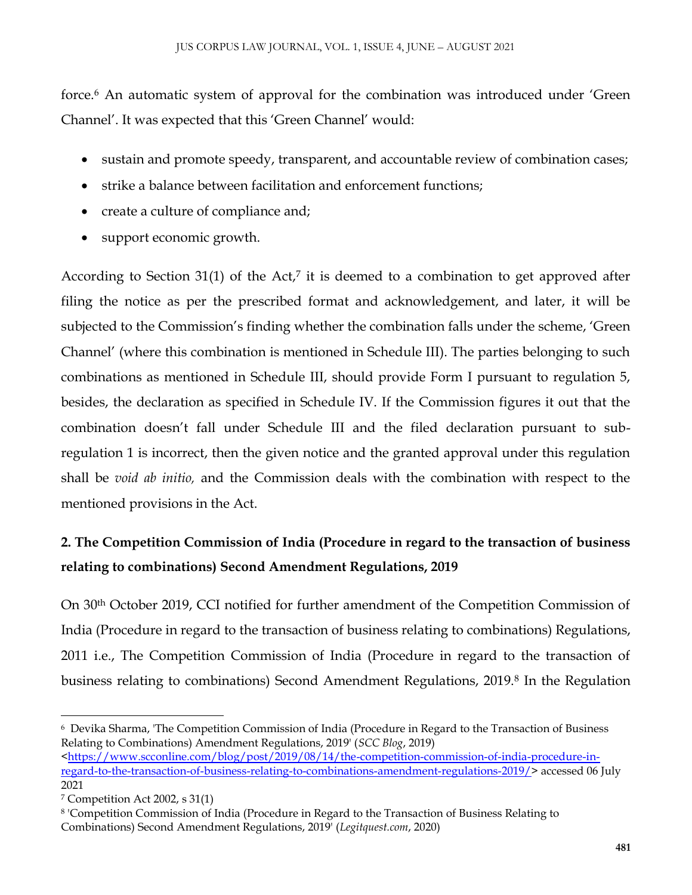force.[6] An automatic system of approval for the combination was introduced under 'Green Channel'. It was expected that this 'Green Channel' would:

- sustain and promote speedy, transparent, and accountable review of combination cases;
- strike a balance between facilitation and enforcement functions;
- create a culture of compliance and;
- support economic growth.

According to Section 31(1) of the Act,[7] it is deemed to a combination to get approved after filing the notice as per the prescribed format and acknowledgement, and later, it will be subjected to the Commission's finding whether the combination falls under the scheme, 'Green Channel' (where this combination is mentioned in Schedule III). The parties belonging to such combinations as mentioned in Schedule III, should provide Form I pursuant to regulation 5, besides, the declaration as specified in Schedule IV. If the Commission figures it out that the combination doesn't fall under Schedule III and the filed declaration pursuant to sub-regulation 1 is incorrect, then the given notice and the granted approval under this regulation shall be *void ab initio,* and the Commission deals with the combination with respect to the mentioned provisions in the Act.

## 2. The Competition Commission of India (Procedure in regard to the transaction of business relating to combinations) Second Amendment Regulations, 2019

On 30th October 2019, CCI notified for further amendment of the Competition Commission of India (Procedure in regard to the transaction of business relating to combinations) Regulations, 2011 i.e., The Competition Commission of India (Procedure in regard to the transaction of business relating to combinations) Second Amendment Regulations, 2019.[8] In the Regulation

---

[6] Devika Sharma, 'The Competition Commission of India (Procedure in Regard to the Transaction of Business Relating to Combinations) Amendment Regulations, 2019' (*SCC Blog*, 2019) <https://www.scconline.com/blog/post/2019/08/14/the-competition-commission-of-india-procedure-in-regard-to-the-transaction-of-business-relating-to-combinations-amendment-regulations-2019/> accessed 06 July 2021

[7] Competition Act 2002, s 31(1)

[8] 'Competition Commission of India (Procedure in Regard to the Transaction of Business Relating to Combinations) Second Amendment Regulations, 2019' (*Legitquest.com*, 2020)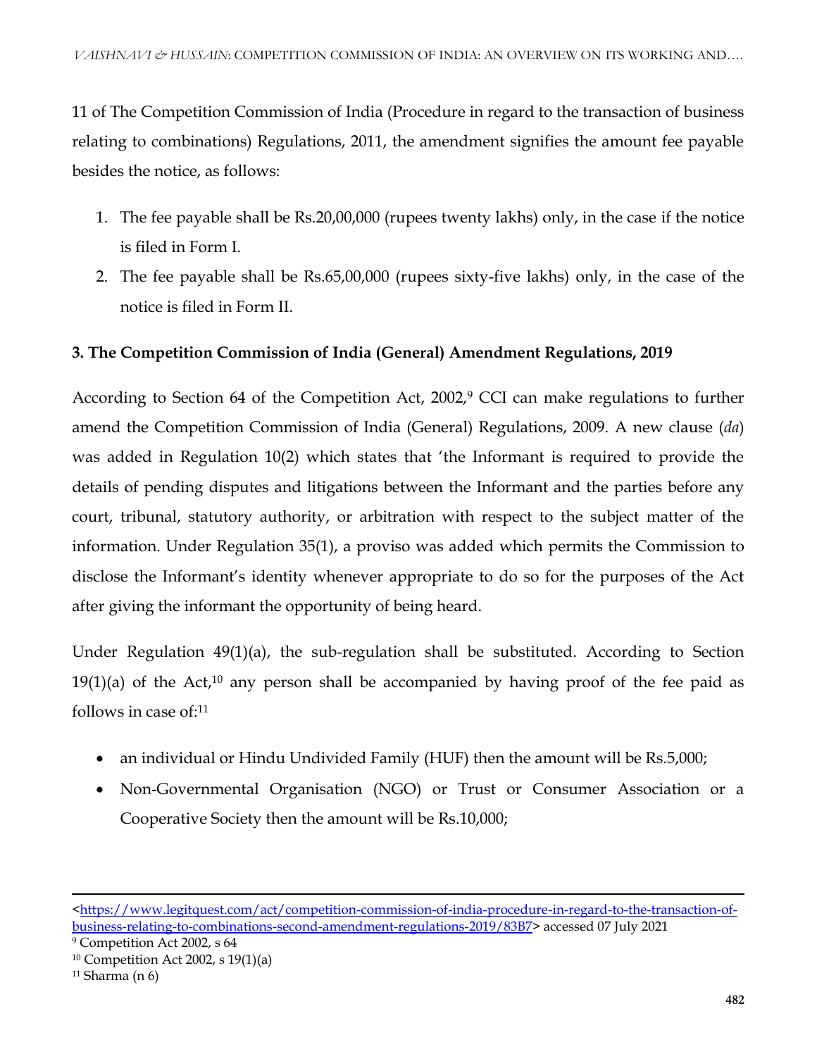11 of The Competition Commission of India (Procedure in regard to the transaction of business relating to combinations) Regulations, 2011, the amendment signifies the amount fee payable besides the notice, as follows:

1. The fee payable shall be Rs.20,00,000 (rupees twenty lakhs) only, in the case if the notice is filed in Form I.
2. The fee payable shall be Rs.65,00,000 (rupees sixty-five lakhs) only, in the case of the notice is filed in Form II.

**3. The Competition Commission of India (General) Amendment Regulations, 2019**

According to Section 64 of the Competition Act, 2002,[9] CCI can make regulations to further amend the Competition Commission of India (General) Regulations, 2009. A new clause (*da*) was added in Regulation 10(2) which states that 'the Informant is required to provide the details of pending disputes and litigations between the Informant and the parties before any court, tribunal, statutory authority, or arbitration with respect to the subject matter of the information. Under Regulation 35(1), a proviso was added which permits the Commission to disclose the Informant's identity whenever appropriate to do so for the purposes of the Act after giving the informant the opportunity of being heard.

Under Regulation 49(1)(a), the sub-regulation shall be substituted. According to Section 19(1)(a) of the Act,[10] any person shall be accompanied by having proof of the fee paid as follows in case of:[11]

- an individual or Hindu Undivided Family (HUF) then the amount will be Rs.5,000;
- Non-Governmental Organisation (NGO) or Trust or Consumer Association or a Cooperative Society then the amount will be Rs.10,000;

---

<https://www.legitquest.com/act/competition-commission-of-india-procedure-in-regard-to-the-transaction-of-business-relating-to-combinations-second-amendment-regulations-2019/83B7> accessed 07 July 2021

[9] Competition Act 2002, s 64

[10] Competition Act 2002, s 19(1)(a)

[11] Sharma (n 6)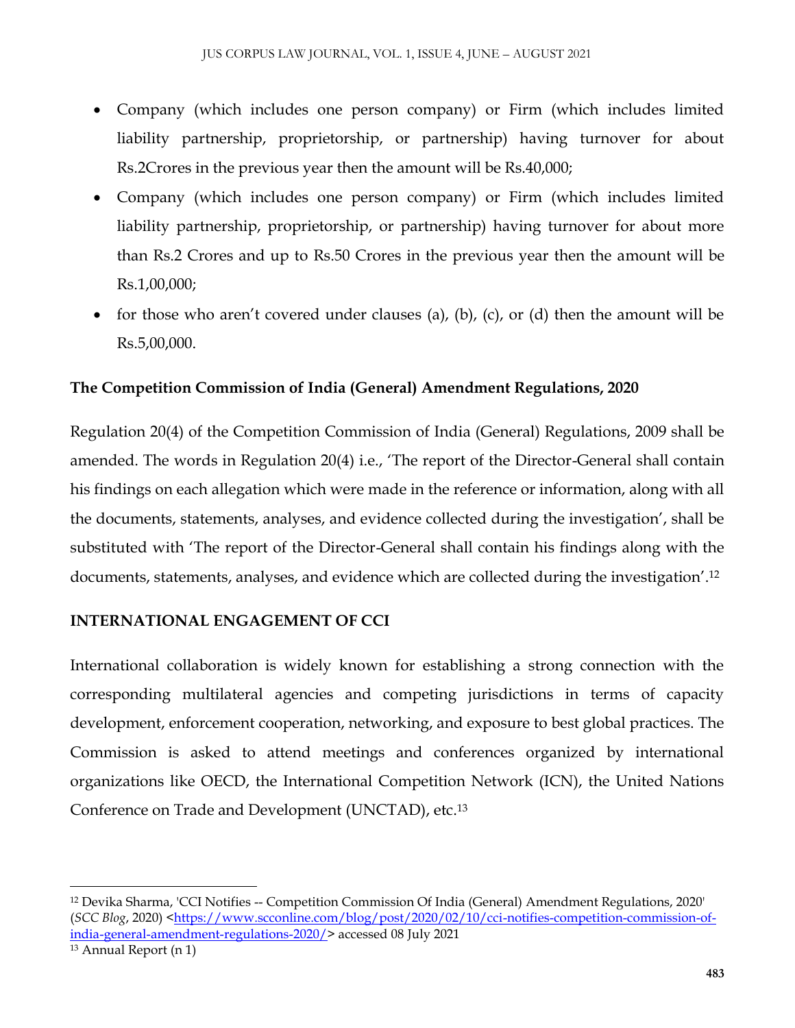- Company (which includes one person company) or Firm (which includes limited liability partnership, proprietorship, or partnership) having turnover for about Rs.2Crores in the previous year then the amount will be Rs.40,000;
- Company (which includes one person company) or Firm (which includes limited liability partnership, proprietorship, or partnership) having turnover for about more than Rs.2 Crores and up to Rs.50 Crores in the previous year then the amount will be Rs.1,00,000;
- for those who aren't covered under clauses (a), (b), (c), or (d) then the amount will be Rs.5,00,000.

### The Competition Commission of India (General) Amendment Regulations, 2020

Regulation 20(4) of the Competition Commission of India (General) Regulations, 2009 shall be amended. The words in Regulation 20(4) i.e., 'The report of the Director-General shall contain his findings on each allegation which were made in the reference or information, along with all the documents, statements, analyses, and evidence collected during the investigation', shall be substituted with 'The report of the Director-General shall contain his findings along with the documents, statements, analyses, and evidence which are collected during the investigation'.[12]

### INTERNATIONAL ENGAGEMENT OF CCI

International collaboration is widely known for establishing a strong connection with the corresponding multilateral agencies and competing jurisdictions in terms of capacity development, enforcement cooperation, networking, and exposure to best global practices. The Commission is asked to attend meetings and conferences organized by international organizations like OECD, the International Competition Network (ICN), the United Nations Conference on Trade and Development (UNCTAD), etc.[13]

---

[12] Devika Sharma, 'CCI Notifies -- Competition Commission Of India (General) Amendment Regulations, 2020' (*SCC Blog*, 2020) <https://www.scconline.com/blog/post/2020/02/10/cci-notifies-competition-commission-of-india-general-amendment-regulations-2020/> accessed 08 July 2021

[13] Annual Report (n 1)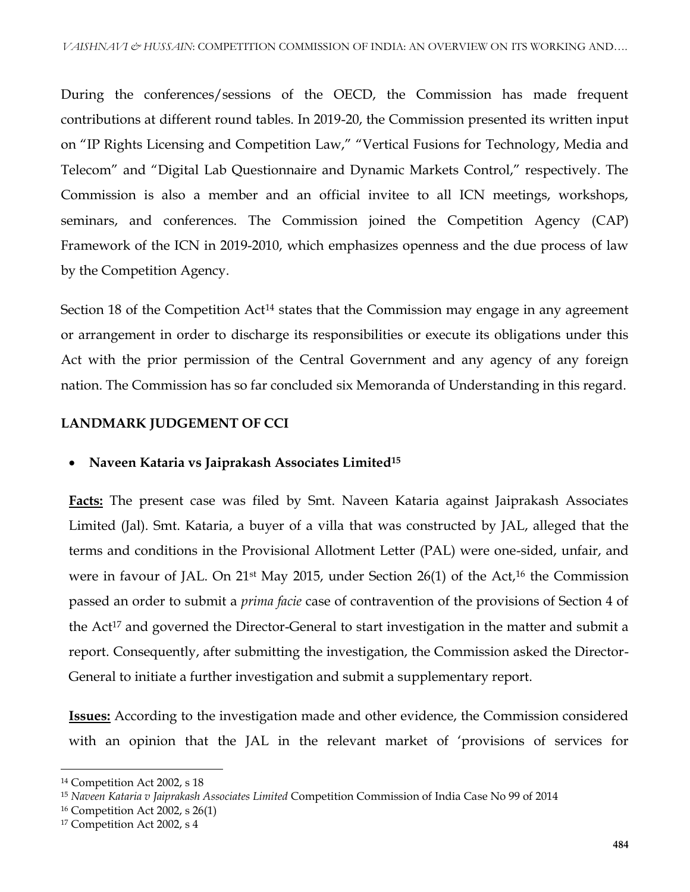During the conferences/sessions of the OECD, the Commission has made frequent contributions at different round tables. In 2019-20, the Commission presented its written input on "IP Rights Licensing and Competition Law," "Vertical Fusions for Technology, Media and Telecom" and "Digital Lab Questionnaire and Dynamic Markets Control," respectively. The Commission is also a member and an official invitee to all ICN meetings, workshops, seminars, and conferences. The Commission joined the Competition Agency (CAP) Framework of the ICN in 2019-2010, which emphasizes openness and the due process of law by the Competition Agency.

Section 18 of the Competition Act[14] states that the Commission may engage in any agreement or arrangement in order to discharge its responsibilities or execute its obligations under this Act with the prior permission of the Central Government and any agency of any foreign nation. The Commission has so far concluded six Memoranda of Understanding in this regard.

## LANDMARK JUDGEMENT OF CCI

- **Naveen Kataria vs Jaiprakash Associates Limited[15]**

**Facts:** The present case was filed by Smt. Naveen Kataria against Jaiprakash Associates Limited (Jal). Smt. Kataria, a buyer of a villa that was constructed by JAL, alleged that the terms and conditions in the Provisional Allotment Letter (PAL) were one-sided, unfair, and were in favour of JAL. On 21st May 2015, under Section 26(1) of the Act,[16] the Commission passed an order to submit a *prima facie* case of contravention of the provisions of Section 4 of the Act[17] and governed the Director-General to start investigation in the matter and submit a report. Consequently, after submitting the investigation, the Commission asked the Director-General to initiate a further investigation and submit a supplementary report.

**Issues:** According to the investigation made and other evidence, the Commission considered with an opinion that the JAL in the relevant market of 'provisions of services for

---

[14] Competition Act 2002, s 18

[15] *Naveen Kataria v Jaiprakash Associates Limited* Competition Commission of India Case No 99 of 2014

[16] Competition Act 2002, s 26(1)

[17] Competition Act 2002, s 4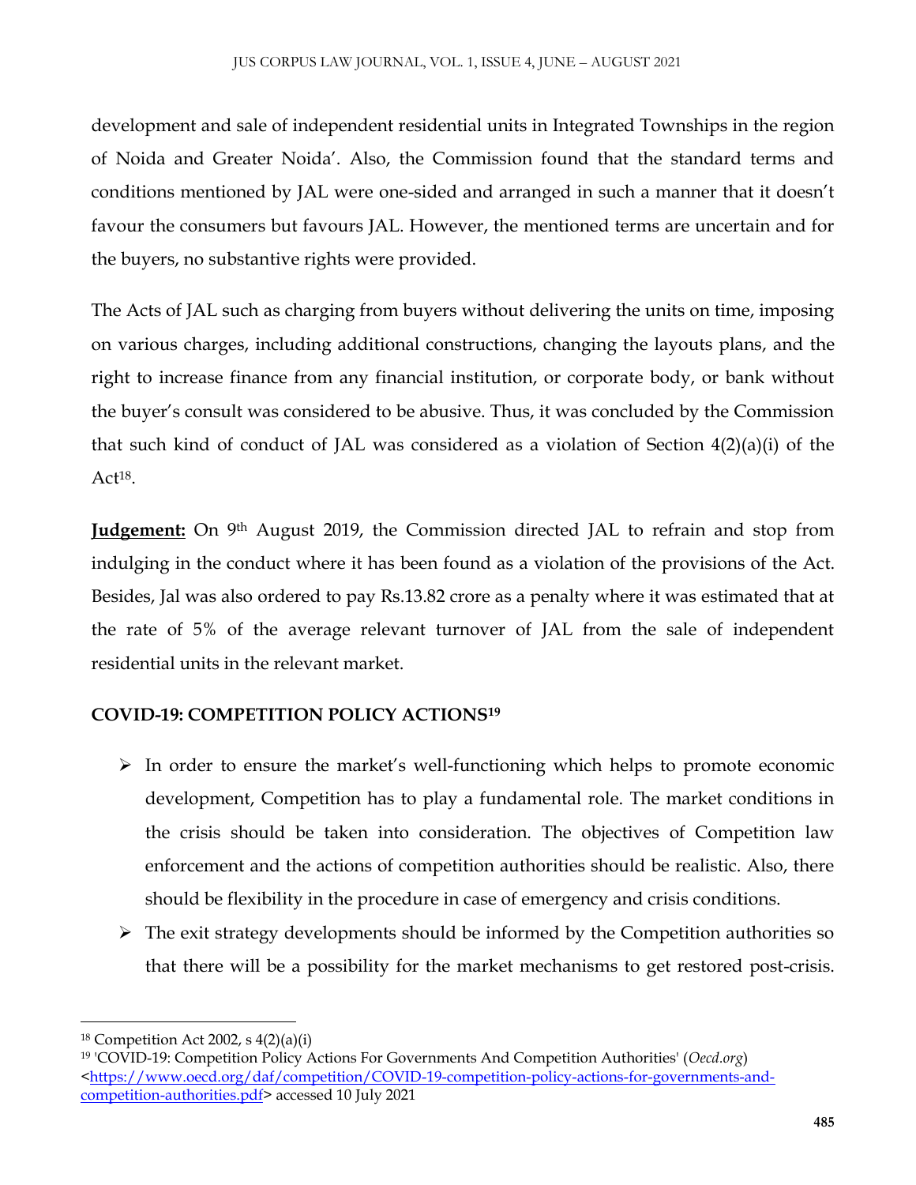development and sale of independent residential units in Integrated Townships in the region of Noida and Greater Noida'. Also, the Commission found that the standard terms and conditions mentioned by JAL were one-sided and arranged in such a manner that it doesn't favour the consumers but favours JAL. However, the mentioned terms are uncertain and for the buyers, no substantive rights were provided.

The Acts of JAL such as charging from buyers without delivering the units on time, imposing on various charges, including additional constructions, changing the layouts plans, and the right to increase finance from any financial institution, or corporate body, or bank without the buyer's consult was considered to be abusive. Thus, it was concluded by the Commission that such kind of conduct of JAL was considered as a violation of Section 4(2)(a)(i) of the Act[18].

**Judgement:** On 9th August 2019, the Commission directed JAL to refrain and stop from indulging in the conduct where it has been found as a violation of the provisions of the Act. Besides, Jal was also ordered to pay Rs.13.82 crore as a penalty where it was estimated that at the rate of 5% of the average relevant turnover of JAL from the sale of independent residential units in the relevant market.

**COVID-19: COMPETITION POLICY ACTIONS[19]**

- In order to ensure the market's well-functioning which helps to promote economic development, Competition has to play a fundamental role. The market conditions in the crisis should be taken into consideration. The objectives of Competition law enforcement and the actions of competition authorities should be realistic. Also, there should be flexibility in the procedure in case of emergency and crisis conditions.
- The exit strategy developments should be informed by the Competition authorities so that there will be a possibility for the market mechanisms to get restored post-crisis.

---

[18] Competition Act 2002, s 4(2)(a)(i)

[19] 'COVID-19: Competition Policy Actions For Governments And Competition Authorities' (*Oecd.org*) <https://www.oecd.org/daf/competition/COVID-19-competition-policy-actions-for-governments-and-competition-authorities.pdf> accessed 10 July 2021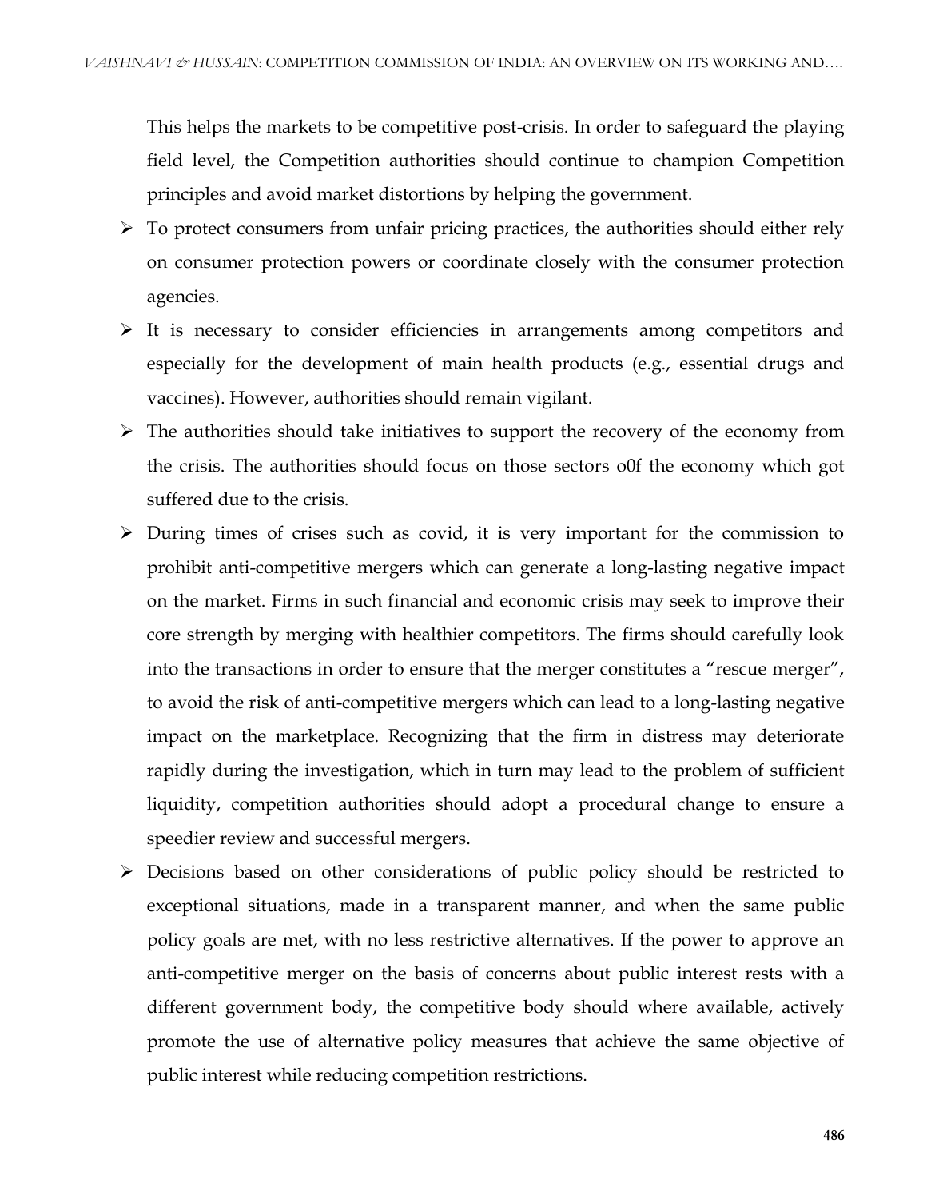This helps the markets to be competitive post-crisis. In order to safeguard the playing field level, the Competition authorities should continue to champion Competition principles and avoid market distortions by helping the government.

- To protect consumers from unfair pricing practices, the authorities should either rely on consumer protection powers or coordinate closely with the consumer protection agencies.
- It is necessary to consider efficiencies in arrangements among competitors and especially for the development of main health products (e.g., essential drugs and vaccines). However, authorities should remain vigilant.
- The authorities should take initiatives to support the recovery of the economy from the crisis. The authorities should focus on those sectors o0f the economy which got suffered due to the crisis.
- During times of crises such as covid, it is very important for the commission to prohibit anti-competitive mergers which can generate a long-lasting negative impact on the market. Firms in such financial and economic crisis may seek to improve their core strength by merging with healthier competitors. The firms should carefully look into the transactions in order to ensure that the merger constitutes a "rescue merger", to avoid the risk of anti-competitive mergers which can lead to a long-lasting negative impact on the marketplace. Recognizing that the firm in distress may deteriorate rapidly during the investigation, which in turn may lead to the problem of sufficient liquidity, competition authorities should adopt a procedural change to ensure a speedier review and successful mergers.
- Decisions based on other considerations of public policy should be restricted to exceptional situations, made in a transparent manner, and when the same public policy goals are met, with no less restrictive alternatives. If the power to approve an anti-competitive merger on the basis of concerns about public interest rests with a different government body, the competitive body should where available, actively promote the use of alternative policy measures that achieve the same objective of public interest while reducing competition restrictions.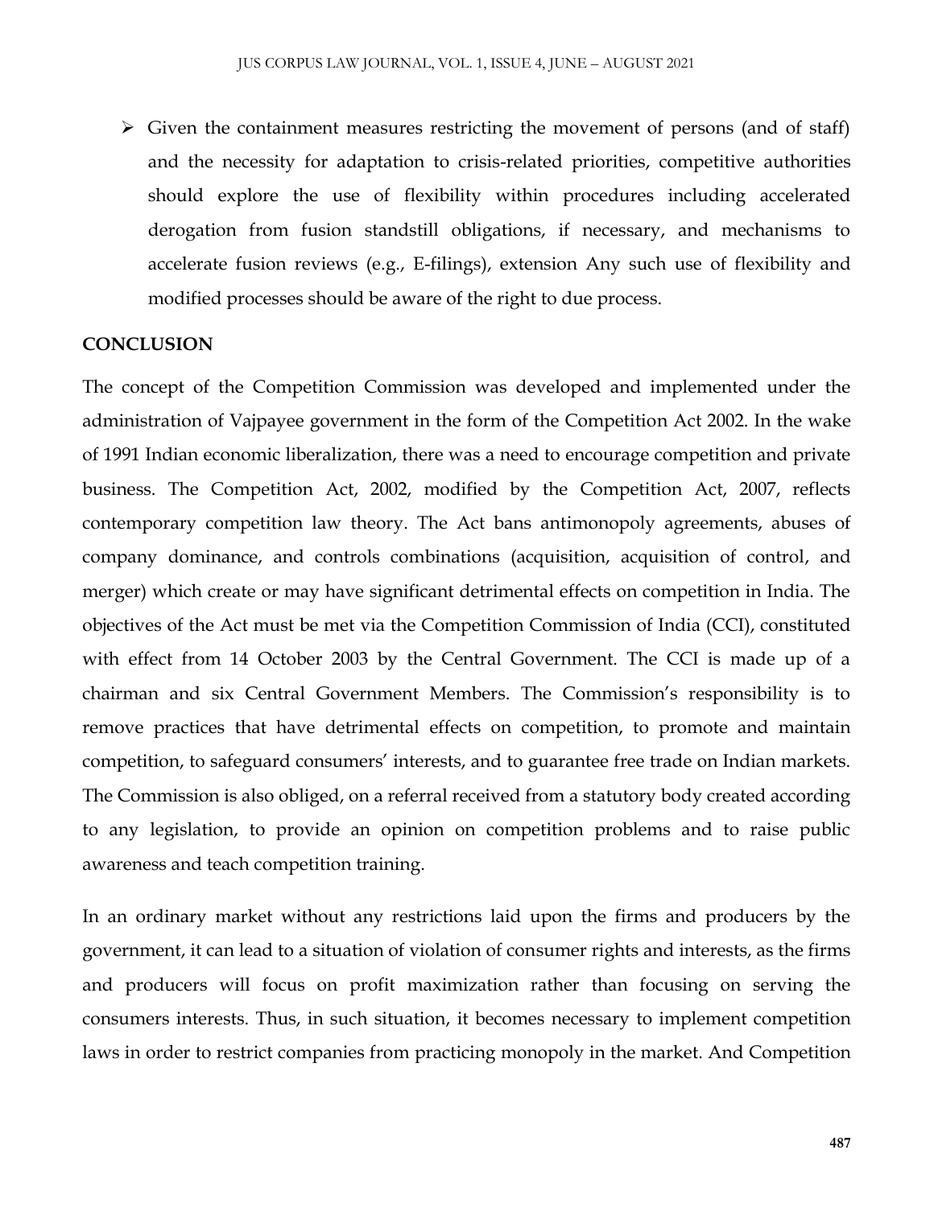- Given the containment measures restricting the movement of persons (and of staff) and the necessity for adaptation to crisis-related priorities, competitive authorities should explore the use of flexibility within procedures including accelerated derogation from fusion standstill obligations, if necessary, and mechanisms to accelerate fusion reviews (e.g., E-filings), extension Any such use of flexibility and modified processes should be aware of the right to due process.

## CONCLUSION

The concept of the Competition Commission was developed and implemented under the administration of Vajpayee government in the form of the Competition Act 2002. In the wake of 1991 Indian economic liberalization, there was a need to encourage competition and private business. The Competition Act, 2002, modified by the Competition Act, 2007, reflects contemporary competition law theory. The Act bans antimonopoly agreements, abuses of company dominance, and controls combinations (acquisition, acquisition of control, and merger) which create or may have significant detrimental effects on competition in India. The objectives of the Act must be met via the Competition Commission of India (CCI), constituted with effect from 14 October 2003 by the Central Government. The CCI is made up of a chairman and six Central Government Members. The Commission's responsibility is to remove practices that have detrimental effects on competition, to promote and maintain competition, to safeguard consumers' interests, and to guarantee free trade on Indian markets. The Commission is also obliged, on a referral received from a statutory body created according to any legislation, to provide an opinion on competition problems and to raise public awareness and teach competition training.

In an ordinary market without any restrictions laid upon the firms and producers by the government, it can lead to a situation of violation of consumer rights and interests, as the firms and producers will focus on profit maximization rather than focusing on serving the consumers interests. Thus, in such situation, it becomes necessary to implement competition laws in order to restrict companies from practicing monopoly in the market. And Competition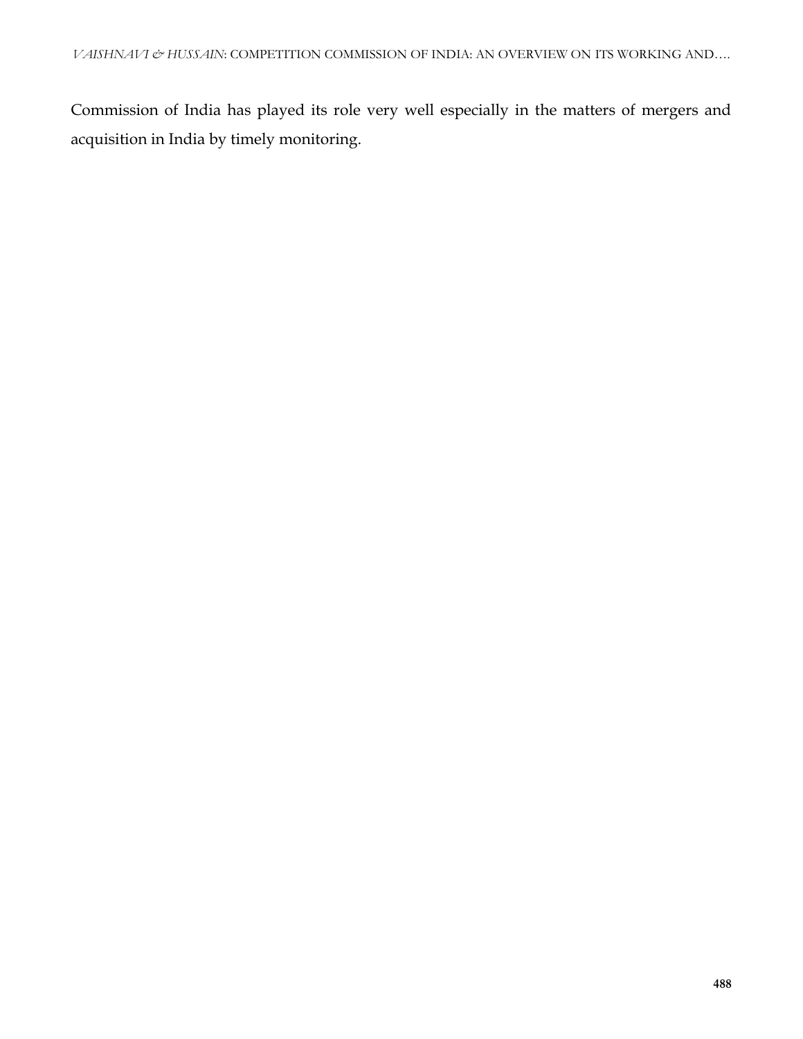Commission of India has played its role very well especially in the matters of mergers and acquisition in India by timely monitoring.